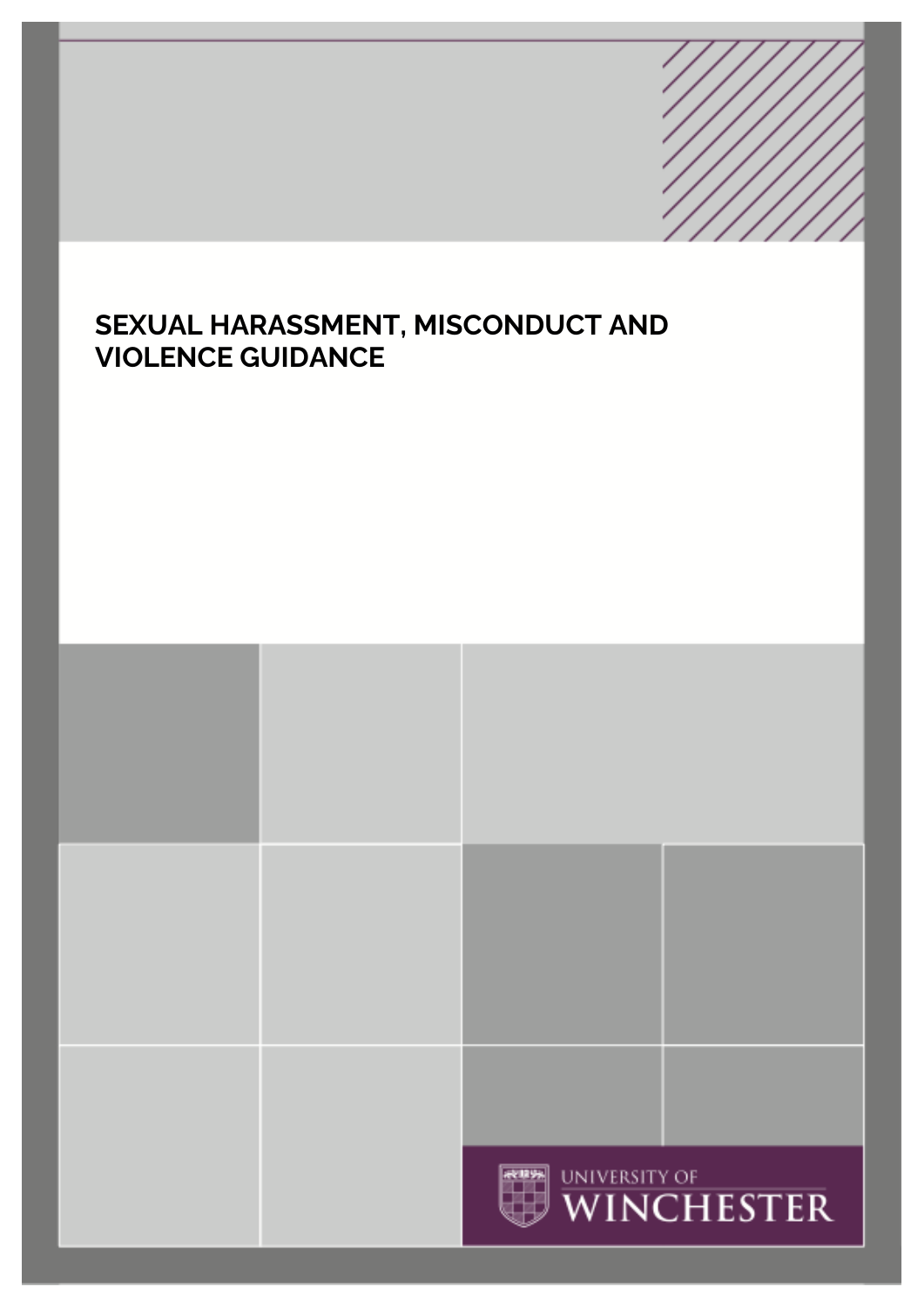# SEXUAL HARASSMENT, MISCONDUCT AND VIOLENCE GUIDANCE

UNIVERSITY OF WINCHESTER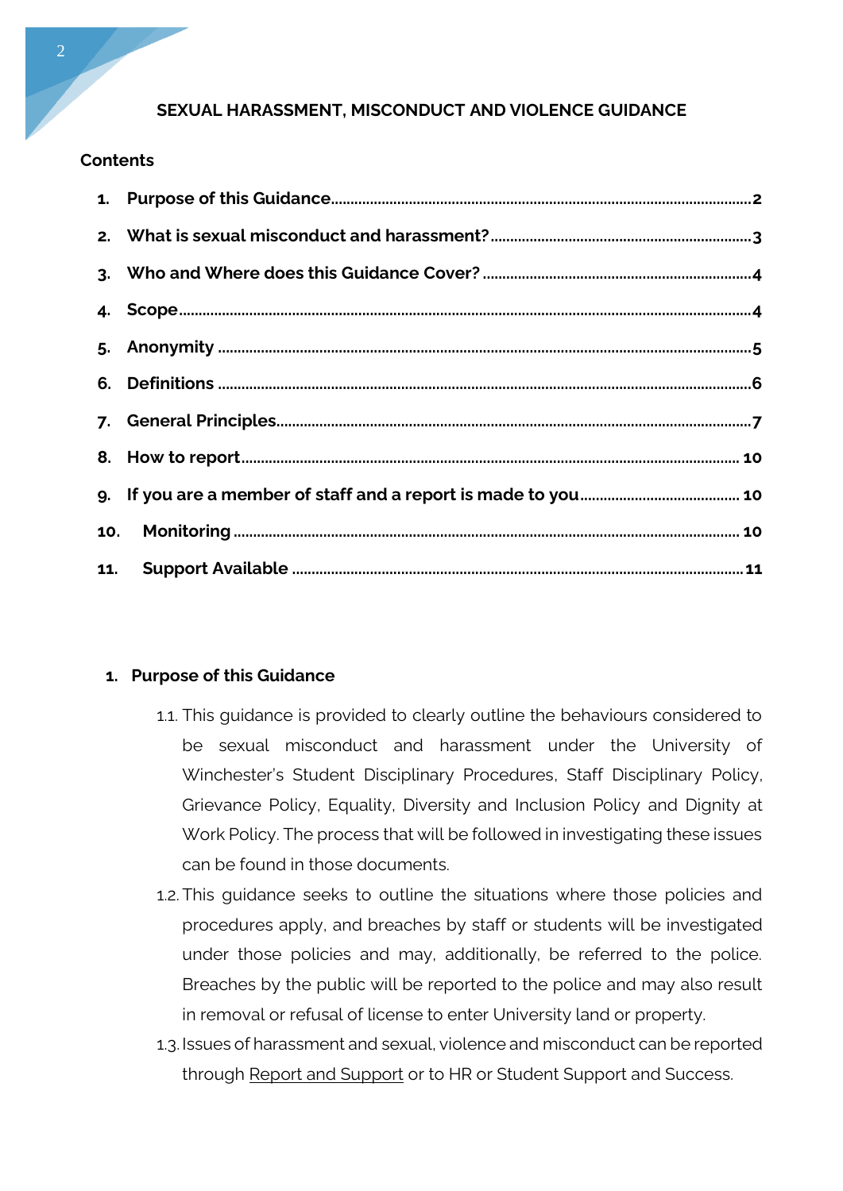# SEXUAL HARASSMENT, MISCONDUCT AND VIOLENCE GUIDANCE

## Contents

1. Purpose of this Guidance........................................................................................................2
2. What is sexual misconduct and harassment?.................................................................3
3. Who and Where does this Guidance Cover? ...................................................................4
4. Scope..............................................................................................................................................4
5. Anonymity .....................................................................................................................................5
6. Definitions .....................................................................................................................................6
7. General Principles.......................................................................................................................7
8. How to report............................................................................................................................. 10
9. If you are a member of staff and a report is made to you........................................ 10
10. Monitoring ................................................................................................................................ 10
11. Support Available .................................................................................................................11

## 1. Purpose of this Guidance

1.1. This guidance is provided to clearly outline the behaviours considered to be sexual misconduct and harassment under the University of Winchester's Student Disciplinary Procedures, Staff Disciplinary Policy, Grievance Policy, Equality, Diversity and Inclusion Policy and Dignity at Work Policy. The process that will be followed in investigating these issues can be found in those documents.

1.2. This guidance seeks to outline the situations where those policies and procedures apply, and breaches by staff or students will be investigated under those policies and may, additionally, be referred to the police. Breaches by the public will be reported to the police and may also result in removal or refusal of license to enter University land or property.

1.3. Issues of harassment and sexual, violence and misconduct can be reported through Report and Support or to HR or Student Support and Success.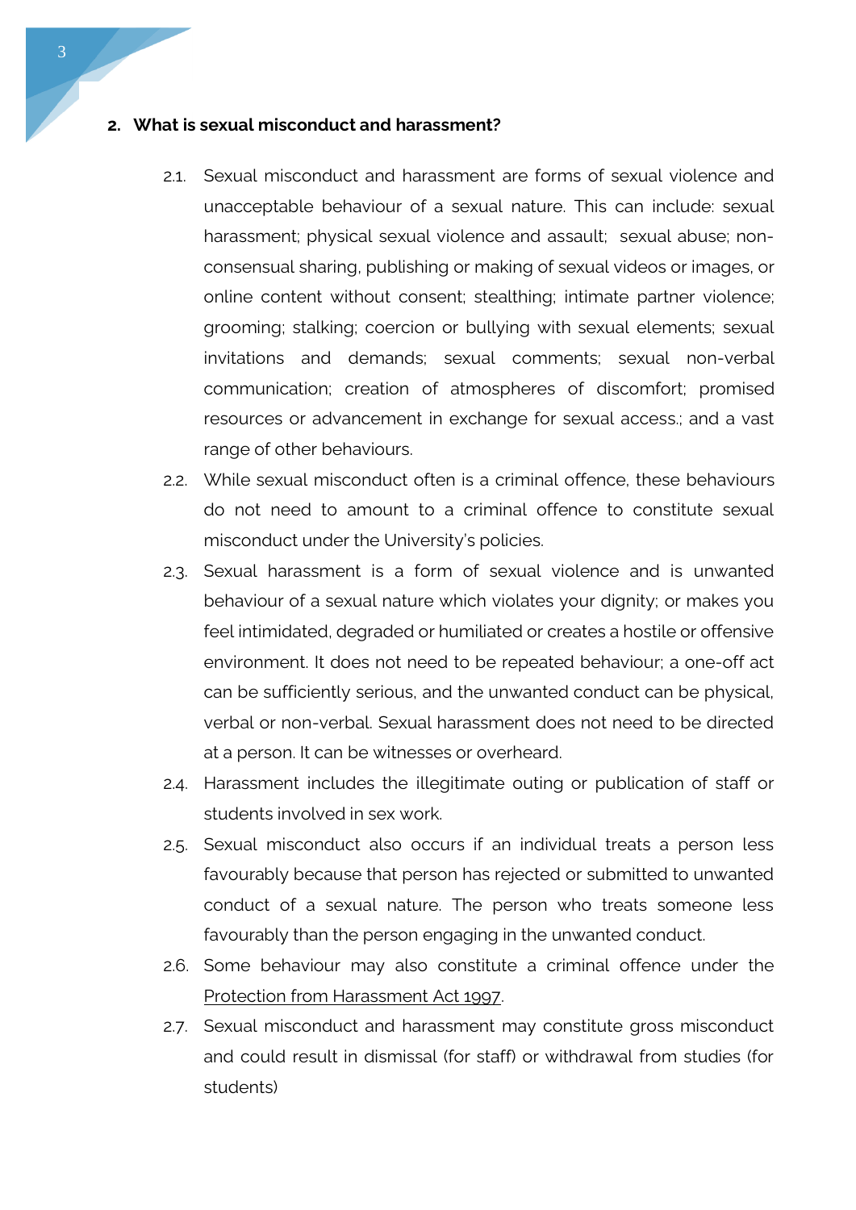## 2. What is sexual misconduct and harassment?

2.1. Sexual misconduct and harassment are forms of sexual violence and unacceptable behaviour of a sexual nature. This can include: sexual harassment; physical sexual violence and assault;  sexual abuse; non-consensual sharing, publishing or making of sexual videos or images, or online content without consent; stealthing; intimate partner violence; grooming; stalking; coercion or bullying with sexual elements; sexual invitations and demands; sexual comments; sexual non-verbal communication; creation of atmospheres of discomfort; promised resources or advancement in exchange for sexual access.; and a vast range of other behaviours.

2.2. While sexual misconduct often is a criminal offence, these behaviours do not need to amount to a criminal offence to constitute sexual misconduct under the University's policies.

2.3. Sexual harassment is a form of sexual violence and is unwanted behaviour of a sexual nature which violates your dignity; or makes you feel intimidated, degraded or humiliated or creates a hostile or offensive environment. It does not need to be repeated behaviour; a one-off act can be sufficiently serious, and the unwanted conduct can be physical, verbal or non-verbal. Sexual harassment does not need to be directed at a person. It can be witnesses or overheard.

2.4. Harassment includes the illegitimate outing or publication of staff or students involved in sex work.

2.5. Sexual misconduct also occurs if an individual treats a person less favourably because that person has rejected or submitted to unwanted conduct of a sexual nature. The person who treats someone less favourably than the person engaging in the unwanted conduct.

2.6. Some behaviour may also constitute a criminal offence under the Protection from Harassment Act 1997.

2.7. Sexual misconduct and harassment may constitute gross misconduct and could result in dismissal (for staff) or withdrawal from studies (for students)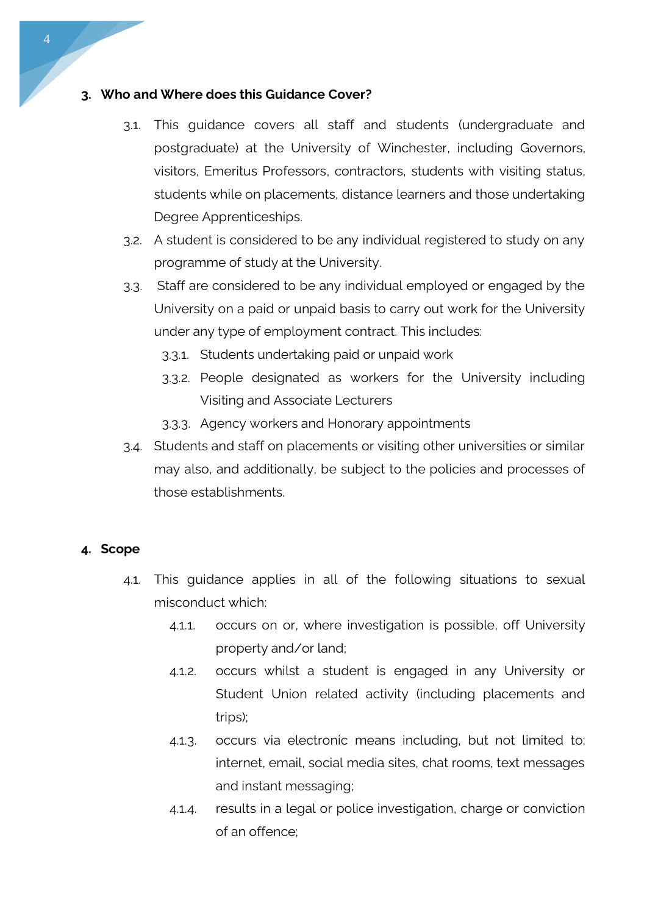## 3. Who and Where does this Guidance Cover?

3.1. This guidance covers all staff and students (undergraduate and postgraduate) at the University of Winchester, including Governors, visitors, Emeritus Professors, contractors, students with visiting status, students while on placements, distance learners and those undertaking Degree Apprenticeships.

3.2. A student is considered to be any individual registered to study on any programme of study at the University.

3.3. Staff are considered to be any individual employed or engaged by the University on a paid or unpaid basis to carry out work for the University under any type of employment contract. This includes:

- 3.3.1. Students undertaking paid or unpaid work
- 3.3.2. People designated as workers for the University including Visiting and Associate Lecturers
- 3.3.3. Agency workers and Honorary appointments

3.4. Students and staff on placements or visiting other universities or similar may also, and additionally, be subject to the policies and processes of those establishments.

## 4. Scope

4.1. This guidance applies in all of the following situations to sexual misconduct which:

- 4.1.1. occurs on or, where investigation is possible, off University property and/or land;
- 4.1.2. occurs whilst a student is engaged in any University or Student Union related activity (including placements and trips);
- 4.1.3. occurs via electronic means including, but not limited to: internet, email, social media sites, chat rooms, text messages and instant messaging;
- 4.1.4. results in a legal or police investigation, charge or conviction of an offence;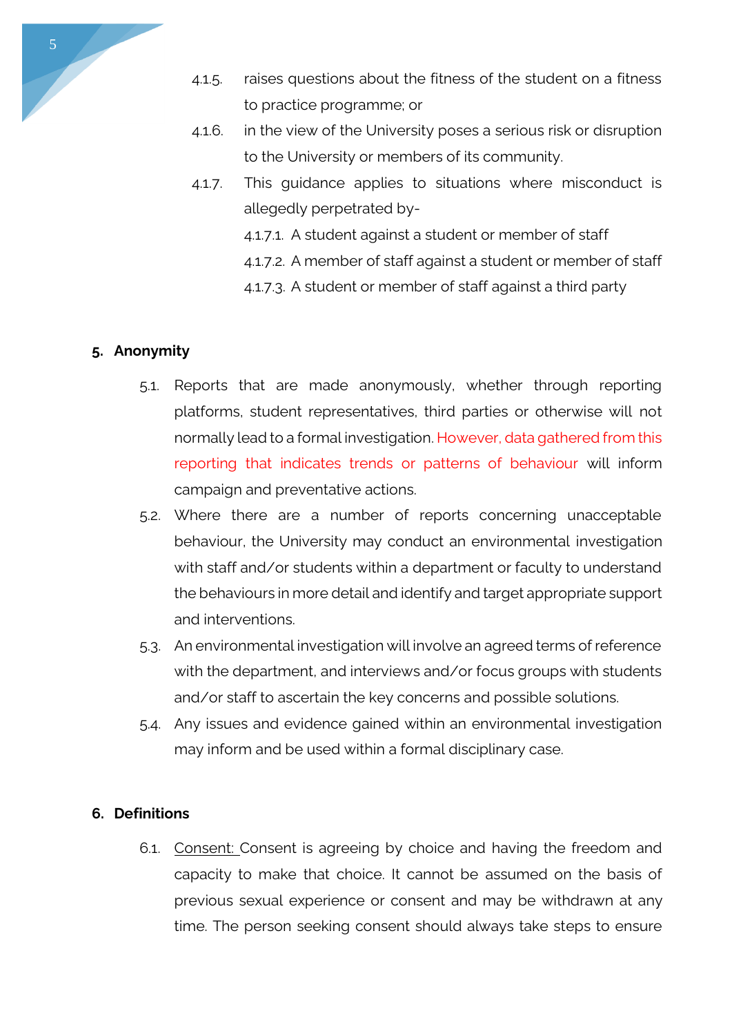4.1.5. raises questions about the fitness of the student on a fitness to practice programme; or

4.1.6. in the view of the University poses a serious risk or disruption to the University or members of its community.

4.1.7. This guidance applies to situations where misconduct is allegedly perpetrated by-

4.1.7.1. A student against a student or member of staff

4.1.7.2. A member of staff against a student or member of staff

4.1.7.3. A student or member of staff against a third party

## 5. Anonymity

5.1. Reports that are made anonymously, whether through reporting platforms, student representatives, third parties or otherwise will not normally lead to a formal investigation. However, data gathered from this reporting that indicates trends or patterns of behaviour will inform campaign and preventative actions.

5.2. Where there are a number of reports concerning unacceptable behaviour, the University may conduct an environmental investigation with staff and/or students within a department or faculty to understand the behaviours in more detail and identify and target appropriate support and interventions.

5.3. An environmental investigation will involve an agreed terms of reference with the department, and interviews and/or focus groups with students and/or staff to ascertain the key concerns and possible solutions.

5.4. Any issues and evidence gained within an environmental investigation may inform and be used within a formal disciplinary case.

## 6. Definitions

6.1. Consent: Consent is agreeing by choice and having the freedom and capacity to make that choice. It cannot be assumed on the basis of previous sexual experience or consent and may be withdrawn at any time. The person seeking consent should always take steps to ensure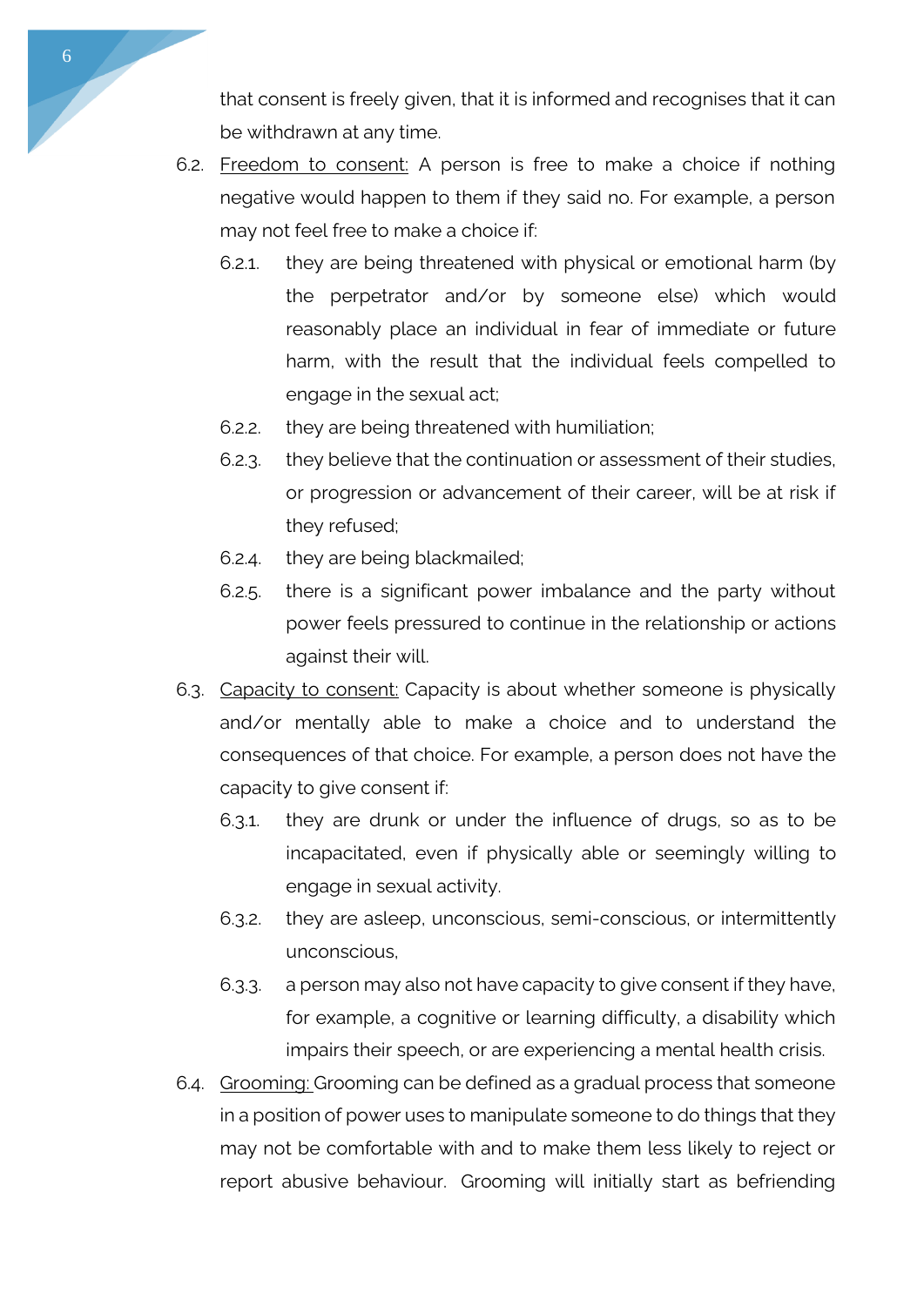that consent is freely given, that it is informed and recognises that it can be withdrawn at any time.

6.2. Freedom to consent: A person is free to make a choice if nothing negative would happen to them if they said no. For example, a person may not feel free to make a choice if:

- 6.2.1. they are being threatened with physical or emotional harm (by the perpetrator and/or by someone else) which would reasonably place an individual in fear of immediate or future harm, with the result that the individual feels compelled to engage in the sexual act;
- 6.2.2. they are being threatened with humiliation;
- 6.2.3. they believe that the continuation or assessment of their studies, or progression or advancement of their career, will be at risk if they refused;
- 6.2.4. they are being blackmailed;
- 6.2.5. there is a significant power imbalance and the party without power feels pressured to continue in the relationship or actions against their will.

6.3. Capacity to consent: Capacity is about whether someone is physically and/or mentally able to make a choice and to understand the consequences of that choice. For example, a person does not have the capacity to give consent if:

- 6.3.1. they are drunk or under the influence of drugs, so as to be incapacitated, even if physically able or seemingly willing to engage in sexual activity.
- 6.3.2. they are asleep, unconscious, semi-conscious, or intermittently unconscious,
- 6.3.3. a person may also not have capacity to give consent if they have, for example, a cognitive or learning difficulty, a disability which impairs their speech, or are experiencing a mental health crisis.

6.4. Grooming: Grooming can be defined as a gradual process that someone in a position of power uses to manipulate someone to do things that they may not be comfortable with and to make them less likely to reject or report abusive behaviour. Grooming will initially start as befriending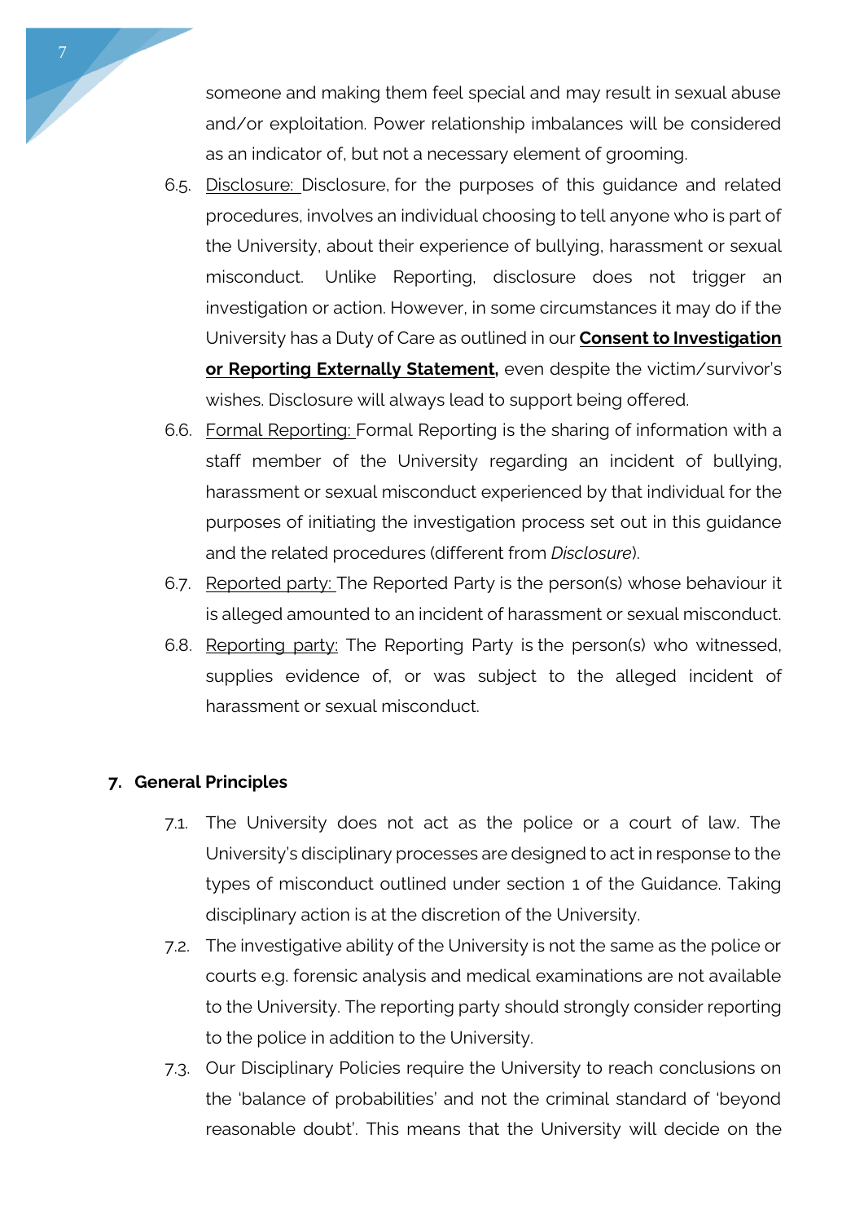someone and making them feel special and may result in sexual abuse and/or exploitation. Power relationship imbalances will be considered as an indicator of, but not a necessary element of grooming.

6.5. Disclosure: Disclosure, for the purposes of this guidance and related procedures, involves an individual choosing to tell anyone who is part of the University, about their experience of bullying, harassment or sexual misconduct. Unlike Reporting, disclosure does not trigger an investigation or action. However, in some circumstances it may do if the University has a Duty of Care as outlined in our **Consent to Investigation or Reporting Externally Statement,** even despite the victim/survivor's wishes. Disclosure will always lead to support being offered.

6.6. Formal Reporting: Formal Reporting is the sharing of information with a staff member of the University regarding an incident of bullying, harassment or sexual misconduct experienced by that individual for the purposes of initiating the investigation process set out in this guidance and the related procedures (different from *Disclosure*).

6.7. Reported party: The Reported Party is the person(s) whose behaviour it is alleged amounted to an incident of harassment or sexual misconduct.

6.8. Reporting party: The Reporting Party is the person(s) who witnessed, supplies evidence of, or was subject to the alleged incident of harassment or sexual misconduct.

## 7. General Principles

7.1. The University does not act as the police or a court of law. The University's disciplinary processes are designed to act in response to the types of misconduct outlined under section 1 of the Guidance. Taking disciplinary action is at the discretion of the University.

7.2. The investigative ability of the University is not the same as the police or courts e.g. forensic analysis and medical examinations are not available to the University. The reporting party should strongly consider reporting to the police in addition to the University.

7.3. Our Disciplinary Policies require the University to reach conclusions on the 'balance of probabilities' and not the criminal standard of 'beyond reasonable doubt'. This means that the University will decide on the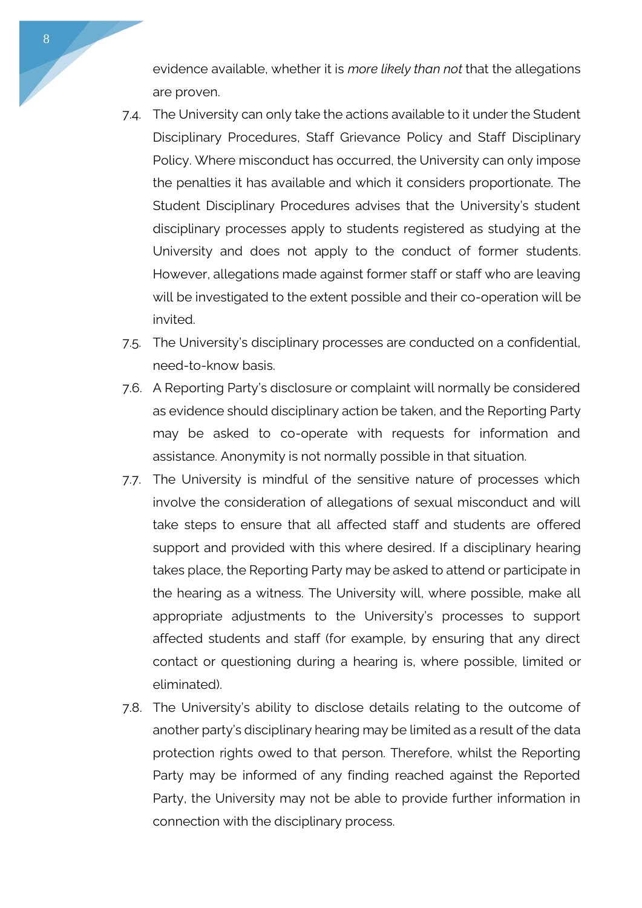evidence available, whether it is *more likely than not* that the allegations are proven.

7.4. The University can only take the actions available to it under the Student Disciplinary Procedures, Staff Grievance Policy and Staff Disciplinary Policy. Where misconduct has occurred, the University can only impose the penalties it has available and which it considers proportionate. The Student Disciplinary Procedures advises that the University's student disciplinary processes apply to students registered as studying at the University and does not apply to the conduct of former students. However, allegations made against former staff or staff who are leaving will be investigated to the extent possible and their co-operation will be invited.

7.5. The University's disciplinary processes are conducted on a confidential, need-to-know basis.

7.6. A Reporting Party's disclosure or complaint will normally be considered as evidence should disciplinary action be taken, and the Reporting Party may be asked to co-operate with requests for information and assistance. Anonymity is not normally possible in that situation.

7.7. The University is mindful of the sensitive nature of processes which involve the consideration of allegations of sexual misconduct and will take steps to ensure that all affected staff and students are offered support and provided with this where desired. If a disciplinary hearing takes place, the Reporting Party may be asked to attend or participate in the hearing as a witness. The University will, where possible, make all appropriate adjustments to the University's processes to support affected students and staff (for example, by ensuring that any direct contact or questioning during a hearing is, where possible, limited or eliminated).

7.8. The University's ability to disclose details relating to the outcome of another party's disciplinary hearing may be limited as a result of the data protection rights owed to that person. Therefore, whilst the Reporting Party may be informed of any finding reached against the Reported Party, the University may not be able to provide further information in connection with the disciplinary process.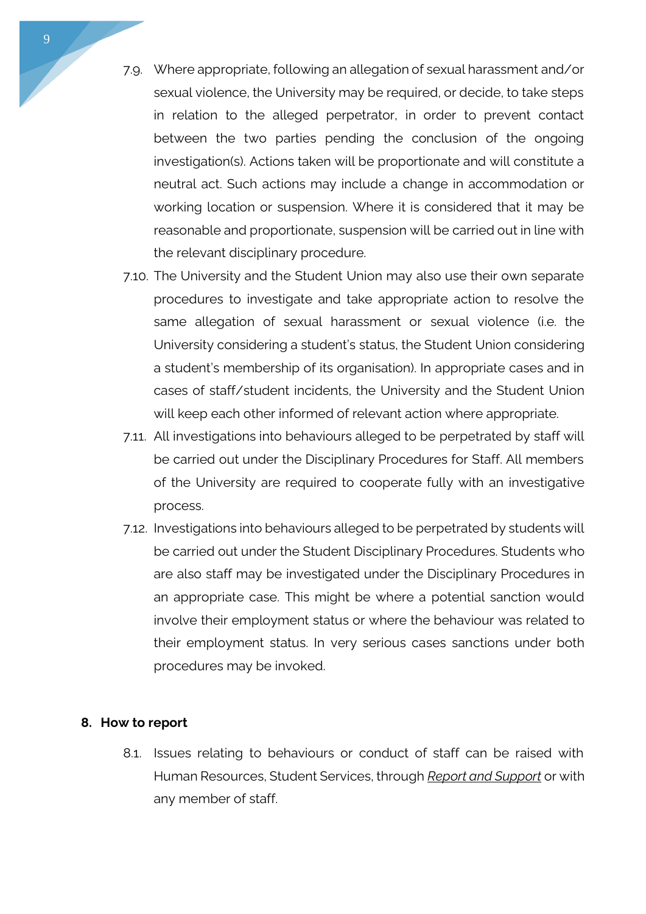7.9. Where appropriate, following an allegation of sexual harassment and/or sexual violence, the University may be required, or decide, to take steps in relation to the alleged perpetrator, in order to prevent contact between the two parties pending the conclusion of the ongoing investigation(s). Actions taken will be proportionate and will constitute a neutral act. Such actions may include a change in accommodation or working location or suspension. Where it is considered that it may be reasonable and proportionate, suspension will be carried out in line with the relevant disciplinary procedure.

7.10. The University and the Student Union may also use their own separate procedures to investigate and take appropriate action to resolve the same allegation of sexual harassment or sexual violence (i.e. the University considering a student's status, the Student Union considering a student's membership of its organisation). In appropriate cases and in cases of staff/student incidents, the University and the Student Union will keep each other informed of relevant action where appropriate.

7.11. All investigations into behaviours alleged to be perpetrated by staff will be carried out under the Disciplinary Procedures for Staff. All members of the University are required to cooperate fully with an investigative process.

7.12. Investigations into behaviours alleged to be perpetrated by students will be carried out under the Student Disciplinary Procedures. Students who are also staff may be investigated under the Disciplinary Procedures in an appropriate case. This might be where a potential sanction would involve their employment status or where the behaviour was related to their employment status. In very serious cases sanctions under both procedures may be invoked.

## 8. How to report

8.1. Issues relating to behaviours or conduct of staff can be raised with Human Resources, Student Services, through *Report and Support* or with any member of staff.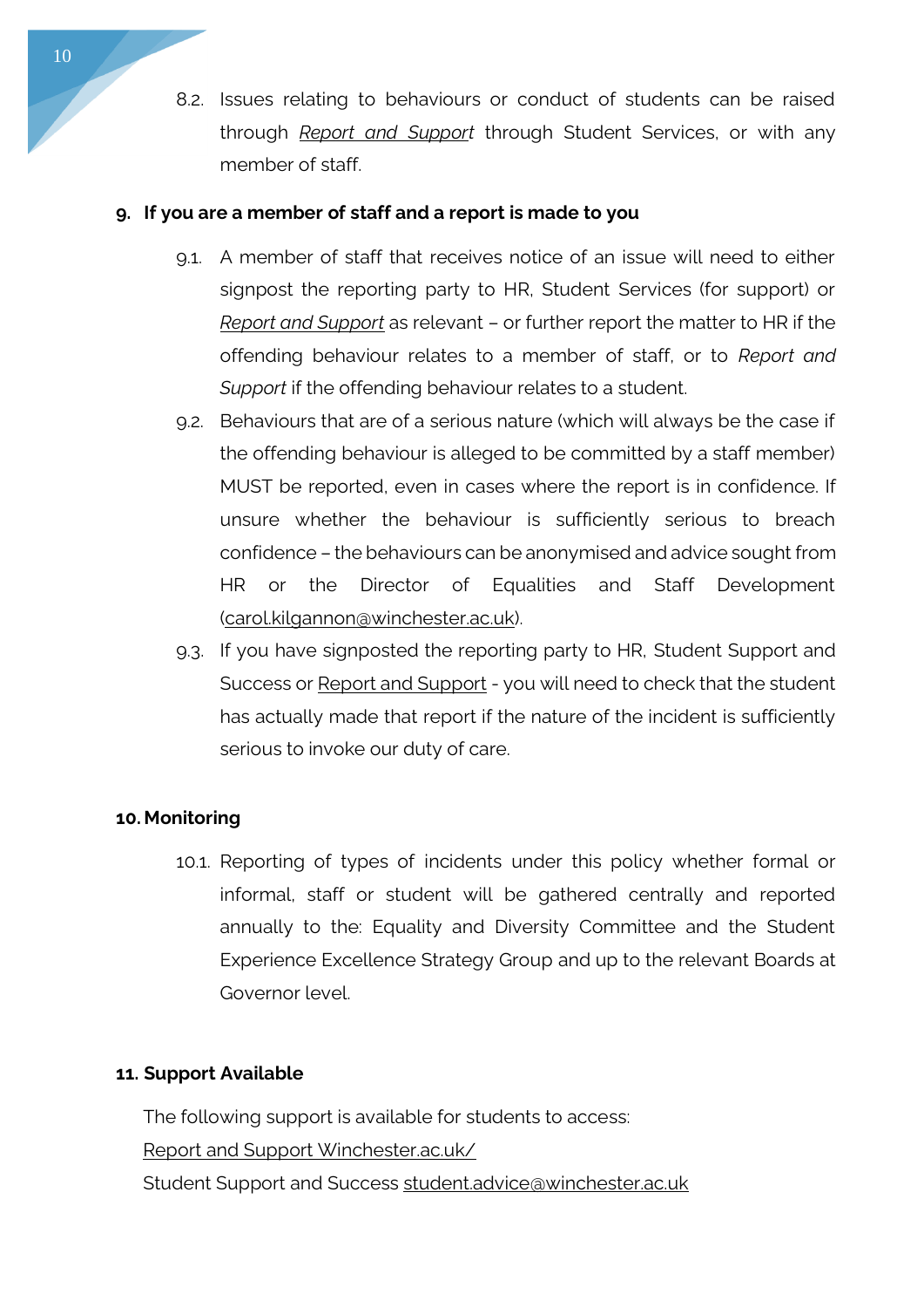8.2. Issues relating to behaviours or conduct of students can be raised through *Report and Support* through Student Services, or with any member of staff.

## 9. If you are a member of staff and a report is made to you

9.1. A member of staff that receives notice of an issue will need to either signpost the reporting party to HR, Student Services (for support) or *Report and Support* as relevant – or further report the matter to HR if the offending behaviour relates to a member of staff, or to *Report and Support* if the offending behaviour relates to a student.

9.2. Behaviours that are of a serious nature (which will always be the case if the offending behaviour is alleged to be committed by a staff member) MUST be reported, even in cases where the report is in confidence. If unsure whether the behaviour is sufficiently serious to breach confidence – the behaviours can be anonymised and advice sought from HR or the Director of Equalities and Staff Development (carol.kilgannon@winchester.ac.uk).

9.3. If you have signposted the reporting party to HR, Student Support and Success or Report and Support - you will need to check that the student has actually made that report if the nature of the incident is sufficiently serious to invoke our duty of care.

## 10. Monitoring

10.1. Reporting of types of incidents under this policy whether formal or informal, staff or student will be gathered centrally and reported annually to the: Equality and Diversity Committee and the Student Experience Excellence Strategy Group and up to the relevant Boards at Governor level.

## 11. Support Available

The following support is available for students to access:

Report and Support Winchester.ac.uk/

Student Support and Success student.advice@winchester.ac.uk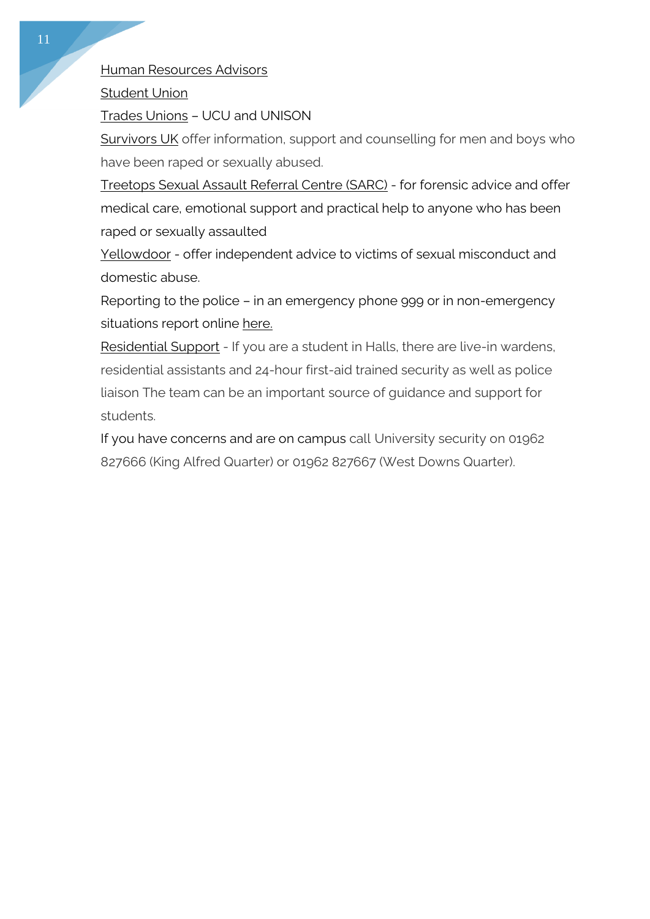Human Resources Advisors

Student Union

Trades Unions – UCU and UNISON

Survivors UK offer information, support and counselling for men and boys who have been raped or sexually abused.

Treetops Sexual Assault Referral Centre (SARC) - for forensic advice and offer medical care, emotional support and practical help to anyone who has been raped or sexually assaulted

Yellowdoor - offer independent advice to victims of sexual misconduct and domestic abuse.

Reporting to the police – in an emergency phone 999 or in non-emergency situations report online here.

Residential Support - If you are a student in Halls, there are live-in wardens, residential assistants and 24-hour first-aid trained security as well as police liaison The team can be an important source of guidance and support for students.

If you have concerns and are on campus call University security on 01962 827666 (King Alfred Quarter) or 01962 827667 (West Downs Quarter).